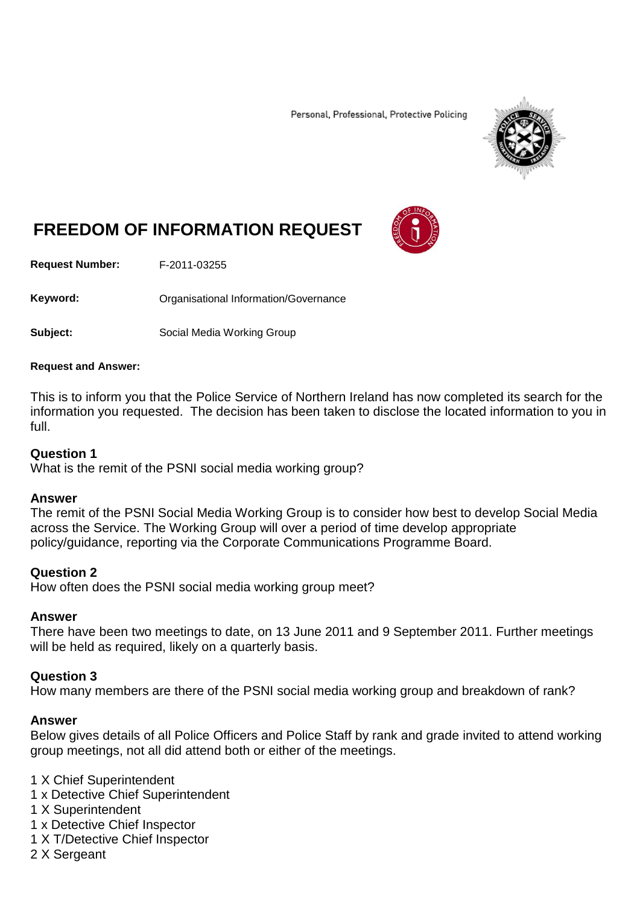Personal, Professional, Protective Policing

# FREEDOM OF INFORMATION REQUEST

**Request Number:** F-2011-03255

**Keyword:** Organisational Information/Governance

**Subject:** Social Media Working Group

**Request and Answer:**

This is to inform you that the Police Service of Northern Ireland has now completed its search for the information you requested. The decision has been taken to disclose the located information to you in full.

**Question 1**
What is the remit of the PSNI social media working group?

**Answer**
The remit of the PSNI Social Media Working Group is to consider how best to develop Social Media across the Service. The Working Group will over a period of time develop appropriate policy/guidance, reporting via the Corporate Communications Programme Board.

**Question 2**
How often does the PSNI social media working group meet?

**Answer**
There have been two meetings to date, on 13 June 2011 and 9 September 2011. Further meetings will be held as required, likely on a quarterly basis.

**Question 3**
How many members are there of the PSNI social media working group and breakdown of rank?

**Answer**
Below gives details of all Police Officers and Police Staff by rank and grade invited to attend working group meetings, not all did attend both or either of the meetings.

1 X Chief Superintendent
1 x Detective Chief Superintendent
1 X Superintendent
1 x Detective Chief Inspector
1 X T/Detective Chief Inspector
2 X Sergeant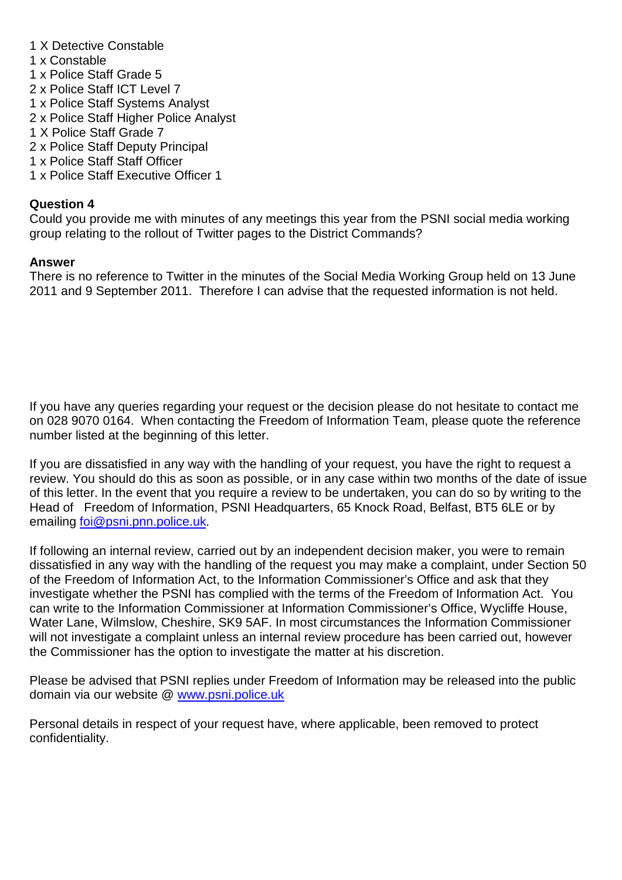1 X Detective Constable
1 x Constable
1 x Police Staff Grade 5
2 x Police Staff ICT Level 7
1 x Police Staff Systems Analyst
2 x Police Staff Higher Police Analyst
1 X Police Staff Grade 7
2 x Police Staff Deputy Principal
1 x Police Staff Staff Officer
1 x Police Staff Executive Officer 1

**Question 4**
Could you provide me with minutes of any meetings this year from the PSNI social media working group relating to the rollout of Twitter pages to the District Commands?

**Answer**
There is no reference to Twitter in the minutes of the Social Media Working Group held on 13 June 2011 and 9 September 2011. Therefore I can advise that the requested information is not held.

If you have any queries regarding your request or the decision please do not hesitate to contact me on 028 9070 0164. When contacting the Freedom of Information Team, please quote the reference number listed at the beginning of this letter.

If you are dissatisfied in any way with the handling of your request, you have the right to request a review. You should do this as soon as possible, or in any case within two months of the date of issue of this letter. In the event that you require a review to be undertaken, you can do so by writing to the Head of Freedom of Information, PSNI Headquarters, 65 Knock Road, Belfast, BT5 6LE or by emailing [foi@psni.pnn.police.uk](mailto:foi@psni.pnn.police.uk).

If following an internal review, carried out by an independent decision maker, you were to remain dissatisfied in any way with the handling of the request you may make a complaint, under Section 50 of the Freedom of Information Act, to the Information Commissioner's Office and ask that they investigate whether the PSNI has complied with the terms of the Freedom of Information Act. You can write to the Information Commissioner at Information Commissioner's Office, Wycliffe House, Water Lane, Wilmslow, Cheshire, SK9 5AF. In most circumstances the Information Commissioner will not investigate a complaint unless an internal review procedure has been carried out, however the Commissioner has the option to investigate the matter at his discretion.

Please be advised that PSNI replies under Freedom of Information may be released into the public domain via our website @ [www.psni.police.uk](http://www.psni.police.uk)

Personal details in respect of your request have, where applicable, been removed to protect confidentiality.